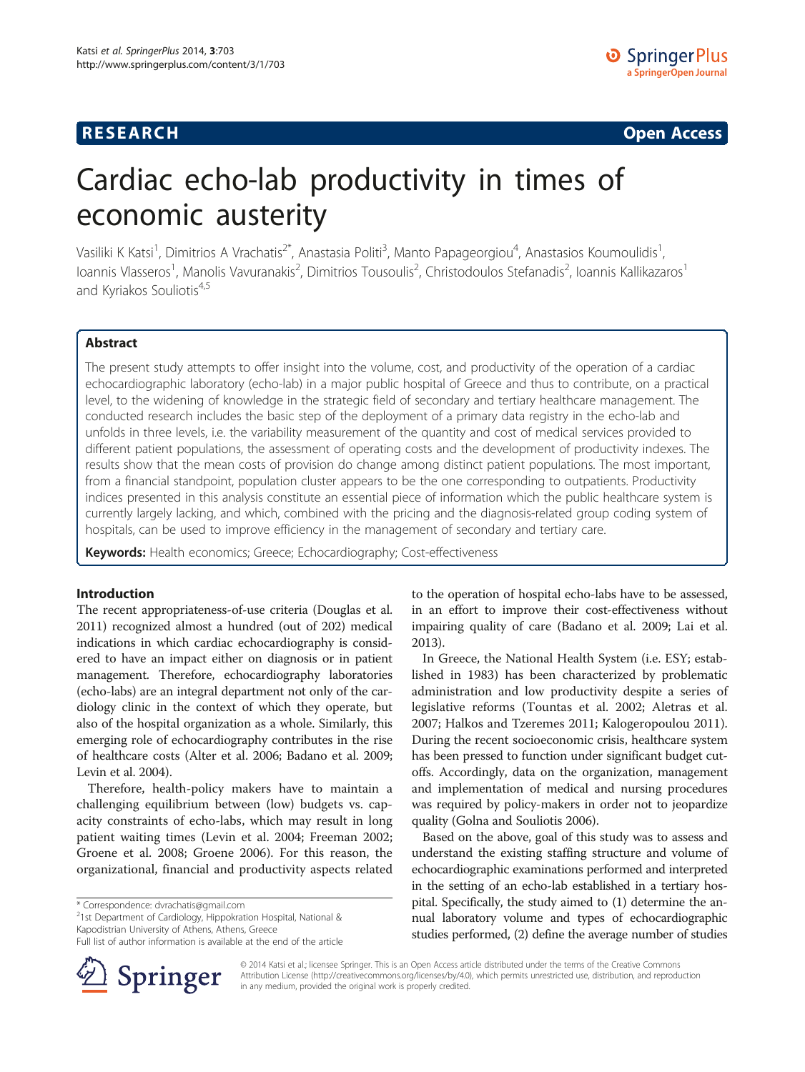**RESEARCH** **Open Access**

# Cardiac echo-lab productivity in times of economic austerity

Vasiliki K Katsi[1], Dimitrios A Vrachatis[2*], Anastasia Politi[3], Manto Papageorgiou[4], Anastasios Koumoulidis[1], Ioannis Vlasseros[1], Manolis Vavuranakis[2], Dimitrios Tousoulis[2], Christodoulos Stefanadis[2], Ioannis Kallikazaros[1] and Kyriakos Souliotis[4,5]

## Abstract

The present study attempts to offer insight into the volume, cost, and productivity of the operation of a cardiac echocardiographic laboratory (echo-lab) in a major public hospital of Greece and thus to contribute, on a practical level, to the widening of knowledge in the strategic field of secondary and tertiary healthcare management. The conducted research includes the basic step of the deployment of a primary data registry in the echo-lab and unfolds in three levels, i.e. the variability measurement of the quantity and cost of medical services provided to different patient populations, the assessment of operating costs and the development of productivity indexes. The results show that the mean costs of provision do change among distinct patient populations. The most important, from a financial standpoint, population cluster appears to be the one corresponding to outpatients. Productivity indices presented in this analysis constitute an essential piece of information which the public healthcare system is currently largely lacking, and which, combined with the pricing and the diagnosis-related group coding system of hospitals, can be used to improve efficiency in the management of secondary and tertiary care.

**Keywords:** Health economics; Greece; Echocardiography; Cost-effectiveness

## Introduction

The recent appropriateness-of-use criteria (Douglas et al. 2011) recognized almost a hundred (out of 202) medical indications in which cardiac echocardiography is considered to have an impact either on diagnosis or in patient management. Therefore, echocardiography laboratories (echo-labs) are an integral department not only of the cardiology clinic in the context of which they operate, but also of the hospital organization as a whole. Similarly, this emerging role of echocardiography contributes in the rise of healthcare costs (Alter et al. 2006; Badano et al. 2009; Levin et al. 2004).

Therefore, health-policy makers have to maintain a challenging equilibrium between (low) budgets vs. capacity constraints of echo-labs, which may result in long patient waiting times (Levin et al. 2004; Freeman 2002; Groene et al. 2008; Groene 2006). For this reason, the organizational, financial and productivity aspects related to the operation of hospital echo-labs have to be assessed, in an effort to improve their cost-effectiveness without impairing quality of care (Badano et al. 2009; Lai et al. 2013).

In Greece, the National Health System (i.e. ESY; established in 1983) has been characterized by problematic administration and low productivity despite a series of legislative reforms (Tountas et al. 2002; Aletras et al. 2007; Halkos and Tzeremes 2011; Kalogeropoulou 2011). During the recent socioeconomic crisis, healthcare system has been pressed to function under significant budget cutoffs. Accordingly, data on the organization, management and implementation of medical and nursing procedures was required by policy-makers in order not to jeopardize quality (Golna and Souliotis 2006).

Based on the above, goal of this study was to assess and understand the existing staffing structure and volume of echocardiographic examinations performed and interpreted in the setting of an echo-lab established in a tertiary hospital. Specifically, the study aimed to (1) determine the annual laboratory volume and types of echocardiographic studies performed, (2) define the average number of studies

\* Correspondence: dvrachatis@gmail.com
[2]1st Department of Cardiology, Hippokration Hospital, National & Kapodistrian University of Athens, Athens, Greece
Full list of author information is available at the end of the article

© 2014 Katsi et al.; licensee Springer. This is an Open Access article distributed under the terms of the Creative Commons Attribution License (http://creativecommons.org/licenses/by/4.0), which permits unrestricted use, distribution, and reproduction in any medium, provided the original work is properly credited.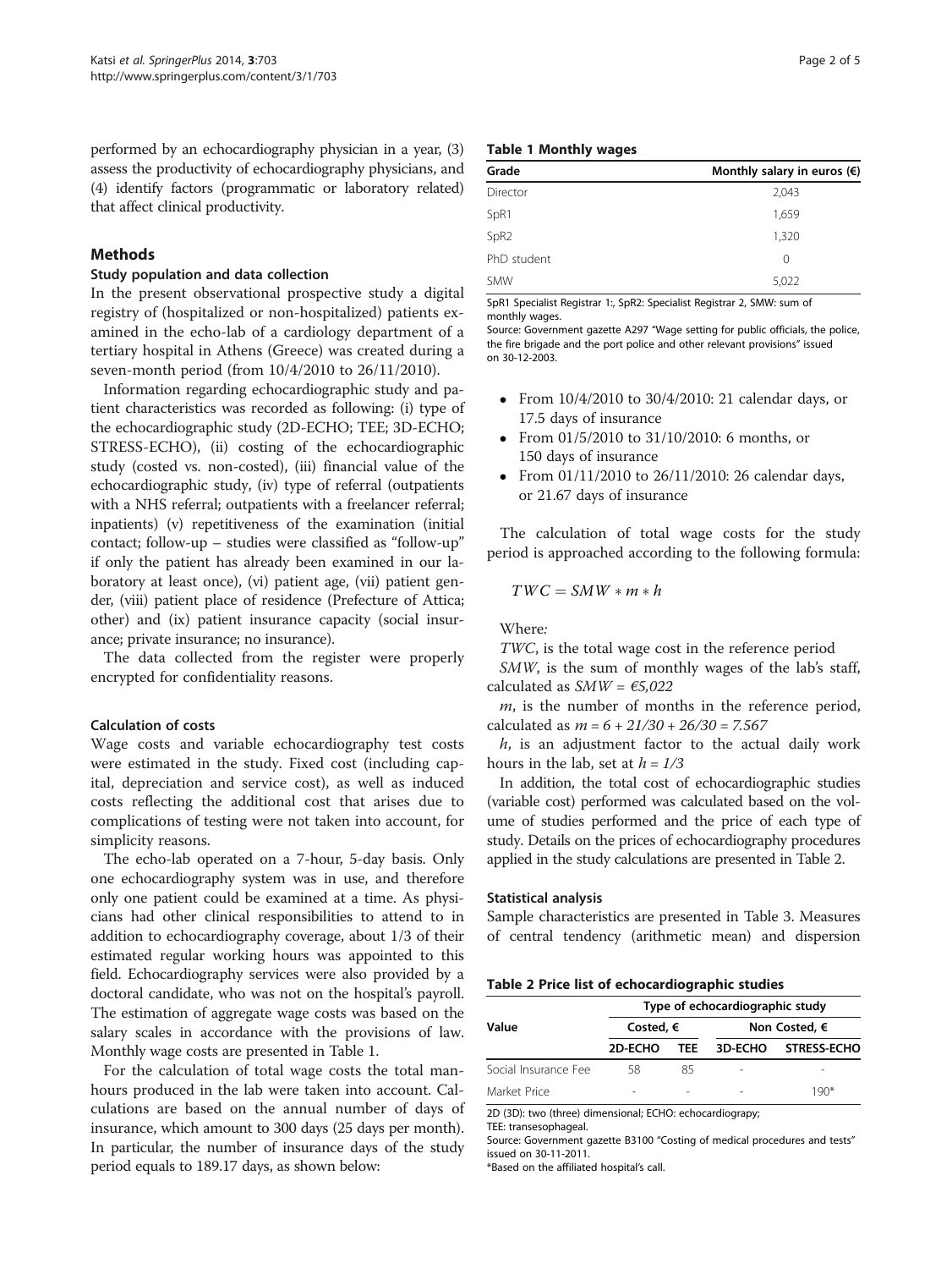performed by an echocardiography physician in a year, (3) assess the productivity of echocardiography physicians, and (4) identify factors (programmatic or laboratory related) that affect clinical productivity.

## Methods

### Study population and data collection

In the present observational prospective study a digital registry of (hospitalized or non-hospitalized) patients examined in the echo-lab of a cardiology department of a tertiary hospital in Athens (Greece) was created during a seven-month period (from 10/4/2010 to 26/11/2010).

Information regarding echocardiographic study and patient characteristics was recorded as following: (i) type of the echocardiographic study (2D-ECHO; TEE; 3D-ECHO; STRESS-ECHO), (ii) costing of the echocardiographic study (costed vs. non-costed), (iii) financial value of the echocardiographic study, (iv) type of referral (outpatients with a NHS referral; outpatients with a freelancer referral; inpatients) (v) repetitiveness of the examination (initial contact; follow-up – studies were classified as "follow-up" if only the patient has already been examined in our laboratory at least once), (vi) patient age, (vii) patient gender, (viii) patient place of residence (Prefecture of Attica; other) and (ix) patient insurance capacity (social insurance; private insurance; no insurance).

The data collected from the register were properly encrypted for confidentiality reasons.

### Calculation of costs

Wage costs and variable echocardiography test costs were estimated in the study. Fixed cost (including capital, depreciation and service cost), as well as induced costs reflecting the additional cost that arises due to complications of testing were not taken into account, for simplicity reasons.

The echo-lab operated on a 7-hour, 5-day basis. Only one echocardiography system was in use, and therefore only one patient could be examined at a time. As physicians had other clinical responsibilities to attend to in addition to echocardiography coverage, about 1/3 of their estimated regular working hours was appointed to this field. Echocardiography services were also provided by a doctoral candidate, who was not on the hospital's payroll. The estimation of aggregate wage costs was based on the salary scales in accordance with the provisions of law. Monthly wage costs are presented in Table 1.

For the calculation of total wage costs the total man-hours produced in the lab were taken into account. Calculations are based on the annual number of days of insurance, which amount to 300 days (25 days per month). In particular, the number of insurance days of the study period equals to 189.17 days, as shown below:

**Table 1 Monthly wages**

| Grade | Monthly salary in euros (€) |
|---|---|
| Director | 2,043 |
| SpR1 | 1,659 |
| SpR2 | 1,320 |
| PhD student | 0 |
| SMW | 5,022 |

SpR1 Specialist Registrar 1:, SpR2: Specialist Registrar 2, SMW: sum of monthly wages.
Source: Government gazette A297 "Wage setting for public officials, the police, the fire brigade and the port police and other relevant provisions" issued on 30-12-2003.

- From 10/4/2010 to 30/4/2010: 21 calendar days, or 17.5 days of insurance
- From 01/5/2010 to 31/10/2010: 6 months, or 150 days of insurance
- From 01/11/2010 to 26/11/2010: 26 calendar days, or 21.67 days of insurance

The calculation of total wage costs for the study period is approached according to the following formula:

$$TWC = SMW * m * h$$

Where:

*TWC*, is the total wage cost in the reference period

*SMW*, is the sum of monthly wages of the lab's staff, calculated as $SMW = €5{,}022$

*m*, is the number of months in the reference period, calculated as $m = 6 + 21/30 + 26/30 = 7.567$

*h*, is an adjustment factor to the actual daily work hours in the lab, set at $h = 1/3$

In addition, the total cost of echocardiographic studies (variable cost) performed was calculated based on the volume of studies performed and the price of each type of study. Details on the prices of echocardiography procedures applied in the study calculations are presented in Table 2.

### Statistical analysis

Sample characteristics are presented in Table 3. Measures of central tendency (arithmetic mean) and dispersion

**Table 2 Price list of echocardiographic studies**

| Value | Type of echocardiographic study | | | |
|---|---|---|---|---|
| | Costed, € | | Non Costed, € | |
| | 2D-ECHO | TEE | 3D-ECHO | STRESS-ECHO |
| Social Insurance Fee | 58 | 85 | - | - |
| Market Price | - | - | - | 190* |

2D (3D): two (three) dimensional; ECHO: echocardiograpy;
TEE: transesophageal.
Source: Government gazette B3100 "Costing of medical procedures and tests" issued on 30-11-2011.
*Based on the affiliated hospital's call.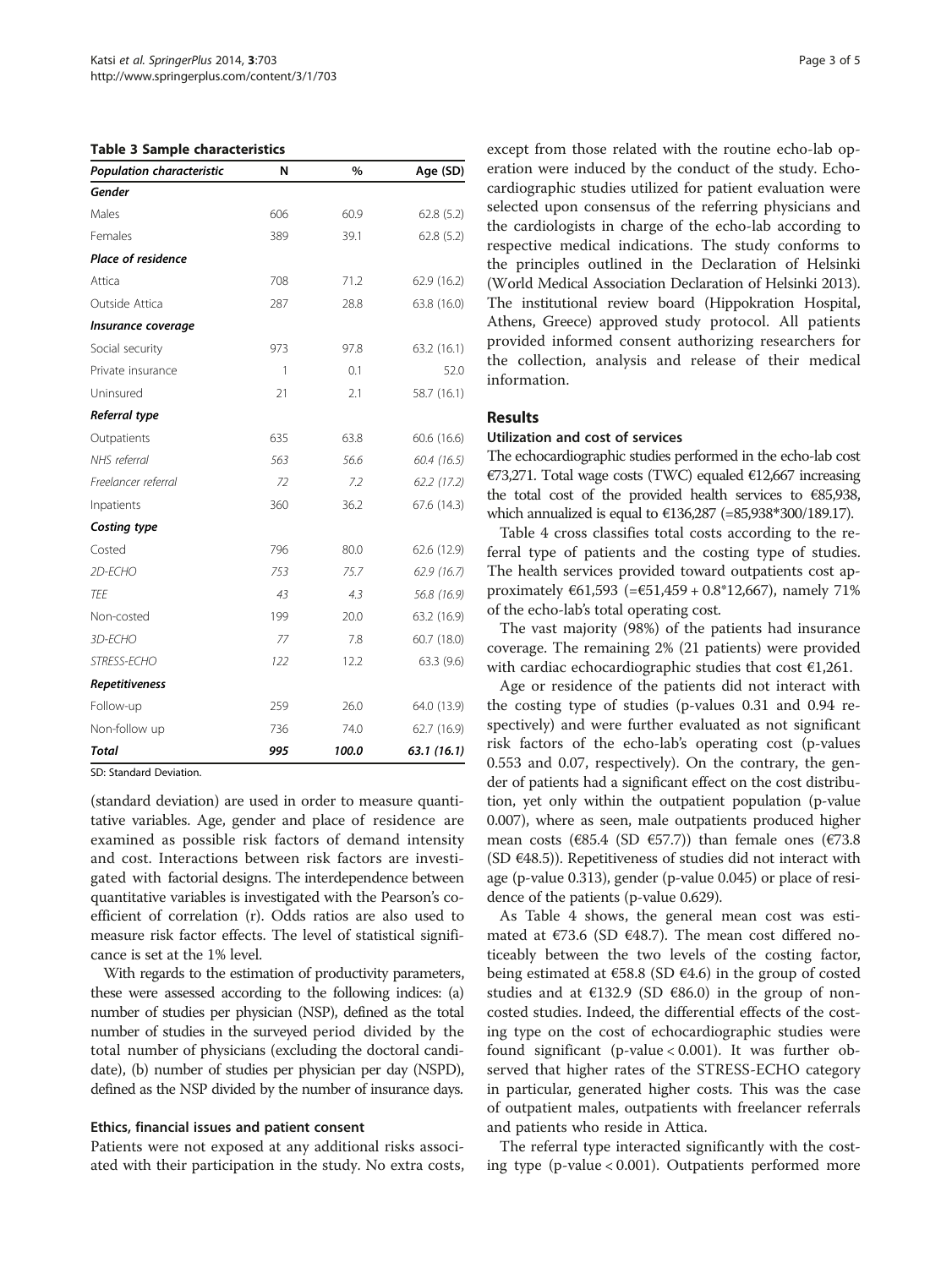**Table 3 Sample characteristics**

| *Population characteristic* | N | % | Age (SD) |
|---|---|---|---|
| ***Gender*** | | | |
| Males | 606 | 60.9 | 62.8 (5.2) |
| Females | 389 | 39.1 | 62.8 (5.2) |
| ***Place of residence*** | | | |
| Attica | 708 | 71.2 | 62.9 (16.2) |
| Outside Attica | 287 | 28.8 | 63.8 (16.0) |
| ***Insurance coverage*** | | | |
| Social security | 973 | 97.8 | 63.2 (16.1) |
| Private insurance | 1 | 0.1 | 52.0 |
| Uninsured | 21 | 2.1 | 58.7 (16.1) |
| ***Referral type*** | | | |
| Outpatients | 635 | 63.8 | 60.6 (16.6) |
| *NHS referral* | *563* | *56.6* | *60.4 (16.5)* |
| *Freelancer referral* | *72* | *7.2* | *62.2 (17.2)* |
| Inpatients | 360 | 36.2 | 67.6 (14.3) |
| ***Costing type*** | | | |
| Costed | 796 | 80.0 | 62.6 (12.9) |
| *2D-ECHO* | *753* | *75.7* | *62.9 (16.7)* |
| *TEE* | *43* | *4.3* | *56.8 (16.9)* |
| Non-costed | 199 | 20.0 | 63.2 (16.9) |
| *3D-ECHO* | *77* | *7.8* | *60.7 (18.0)* |
| *STRESS-ECHO* | *122* | *12.2* | *63.3 (9.6)* |
| ***Repetitiveness*** | | | |
| Follow-up | 259 | 26.0 | 64.0 (13.9) |
| Non-follow up | 736 | 74.0 | 62.7 (16.9) |
| ***Total*** | ***995*** | ***100.0*** | ***63.1 (16.1)*** |

SD: Standard Deviation.

(standard deviation) are used in order to measure quantitative variables. Age, gender and place of residence are examined as possible risk factors of demand intensity and cost. Interactions between risk factors are investigated with factorial designs. The interdependence between quantitative variables is investigated with the Pearson's coefficient of correlation (r). Odds ratios are also used to measure risk factor effects. The level of statistical significance is set at the 1% level.

With regards to the estimation of productivity parameters, these were assessed according to the following indices: (a) number of studies per physician (NSP), defined as the total number of studies in the surveyed period divided by the total number of physicians (excluding the doctoral candidate), (b) number of studies per physician per day (NSPD), defined as the NSP divided by the number of insurance days.

### Ethics, financial issues and patient consent

Patients were not exposed at any additional risks associated with their participation in the study. No extra costs, except from those related with the routine echo-lab operation were induced by the conduct of the study. Echocardiographic studies utilized for patient evaluation were selected upon consensus of the referring physicians and the cardiologists in charge of the echo-lab according to respective medical indications. The study conforms to the principles outlined in the Declaration of Helsinki (World Medical Association Declaration of Helsinki 2013). The institutional review board (Hippokration Hospital, Athens, Greece) approved study protocol. All patients provided informed consent authorizing researchers for the collection, analysis and release of their medical information.

## Results

### Utilization and cost of services

The echocardiographic studies performed in the echo-lab cost €73,271. Total wage costs (TWC) equaled €12,667 increasing the total cost of the provided health services to €85,938, which annualized is equal to €136,287 (=85,938*300/189.17).

Table 4 cross classifies total costs according to the referral type of patients and the costing type of studies. The health services provided toward outpatients cost approximately €61,593 (=€51,459 + 0.8*12,667), namely 71% of the echo-lab's total operating cost.

The vast majority (98%) of the patients had insurance coverage. The remaining 2% (21 patients) were provided with cardiac echocardiographic studies that cost €1,261.

Age or residence of the patients did not interact with the costing type of studies (p-values 0.31 and 0.94 respectively) and were further evaluated as not significant risk factors of the echo-lab's operating cost (p-values 0.553 and 0.07, respectively). On the contrary, the gender of patients had a significant effect on the cost distribution, yet only within the outpatient population (p-value 0.007), where as seen, male outpatients produced higher mean costs (€85.4 (SD €57.7)) than female ones (€73.8 (SD €48.5)). Repetitiveness of studies did not interact with age (p-value 0.313), gender (p-value 0.045) or place of residence of the patients (p-value 0.629).

As Table 4 shows, the general mean cost was estimated at €73.6 (SD €48.7). The mean cost differed noticeably between the two levels of the costing factor, being estimated at €58.8 (SD €4.6) in the group of costed studies and at €132.9 (SD €86.0) in the group of non-costed studies. Indeed, the differential effects of the costing type on the cost of echocardiographic studies were found significant (p-value < 0.001). It was further observed that higher rates of the STRESS-ECHO category in particular, generated higher costs. This was the case of outpatient males, outpatients with freelancer referrals and patients who reside in Attica.

The referral type interacted significantly with the costing type (p-value < 0.001). Outpatients performed more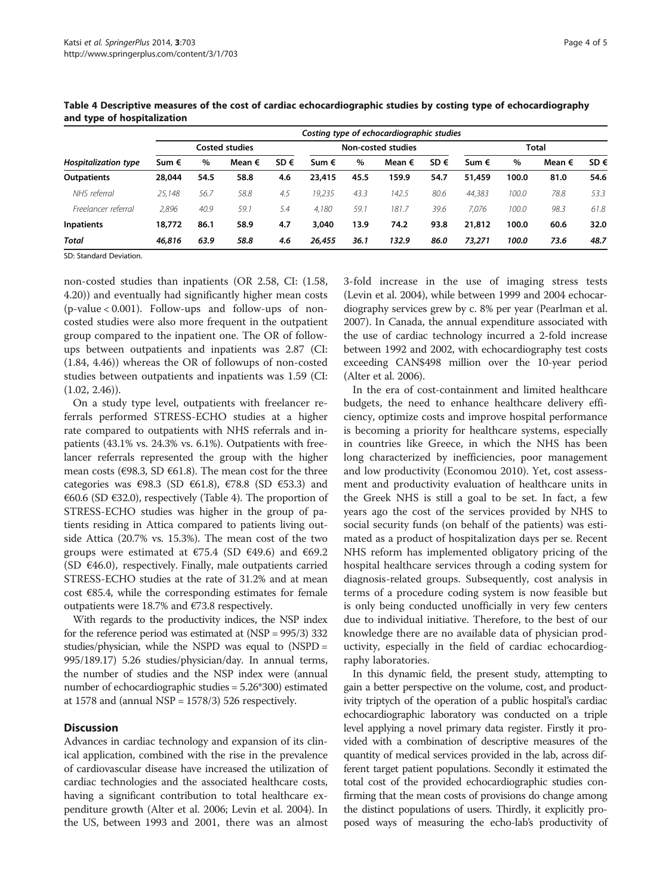**Table 4 Descriptive measures of the cost of cardiac echocardiographic studies by costing type of echocardiography and type of hospitalization**

| | *Costing type of echocardiographic studies* | | | | | | | | | | | |
|---|---|---|---|---|---|---|---|---|---|---|---|---|
| | Costed studies | | | | Non-costed studies | | | | Total | | | |
| *Hospitalization type* | Sum € | % | Mean € | SD € | Sum € | % | Mean € | SD € | Sum € | % | Mean € | SD € |
| **Outpatients** | **28,044** | **54.5** | **58.8** | **4.6** | **23,415** | **45.5** | **159.9** | **54.7** | **51,459** | **100.0** | **81.0** | **54.6** |
| *NHS referral* | *25,148* | *56.7* | *58.8* | *4.5* | *19,235* | *43.3* | *142.5* | *80.6* | *44,383* | *100.0* | *78.8* | *53.3* |
| *Freelancer referral* | *2,896* | *40.9* | *59.1* | *5.4* | *4,180* | *59.1* | *181.7* | *39.6* | *7,076* | *100.0* | *98.3* | *61.8* |
| **Inpatients** | **18,772** | **86.1** | **58.9** | **4.7** | **3,040** | **13.9** | **74.2** | **93.8** | **21,812** | **100.0** | **60.6** | **32.0** |
| ***Total*** | ***46,816*** | ***63.9*** | ***58.8*** | ***4.6*** | ***26,455*** | ***36.1*** | ***132.9*** | ***86.0*** | ***73,271*** | ***100.0*** | ***73.6*** | ***48.7*** |

SD: Standard Deviation.

non-costed studies than inpatients (OR 2.58, CI: (1.58, 4.20)) and eventually had significantly higher mean costs (p-value < 0.001). Follow-ups and follow-ups of non-costed studies were also more frequent in the outpatient group compared to the inpatient one. The OR of follow-ups between outpatients and inpatients was 2.87 (CI: (1.84, 4.46)) whereas the OR of followups of non-costed studies between outpatients and inpatients was 1.59 (CI: (1.02, 2.46)).

On a study type level, outpatients with freelancer referrals performed STRESS-ECHO studies at a higher rate compared to outpatients with NHS referrals and inpatients (43.1% vs. 24.3% vs. 6.1%). Outpatients with freelancer referrals represented the group with the higher mean costs (€98.3, SD €61.8). The mean cost for the three categories was €98.3 (SD €61.8), €78.8 (SD €53.3) and €60.6 (SD €32.0), respectively (Table 4). The proportion of STRESS-ECHO studies was higher in the group of patients residing in Attica compared to patients living outside Attica (20.7% vs. 15.3%). The mean cost of the two groups were estimated at €75.4 (SD €49.6) and €69.2 (SD €46.0), respectively. Finally, male outpatients carried STRESS-ECHO studies at the rate of 31.2% and at mean cost €85.4, while the corresponding estimates for female outpatients were 18.7% and €73.8 respectively.

With regards to the productivity indices, the NSP index for the reference period was estimated at (NSP = 995/3) 332 studies/physician, while the NSPD was equal to (NSPD = 995/189.17) 5.26 studies/physician/day. In annual terms, the number of studies and the NSP index were (annual number of echocardiographic studies = 5.26*300) estimated at 1578 and (annual NSP = 1578/3) 526 respectively.

## Discussion

Advances in cardiac technology and expansion of its clinical application, combined with the rise in the prevalence of cardiovascular disease have increased the utilization of cardiac technologies and the associated healthcare costs, having a significant contribution to total healthcare expenditure growth (Alter et al. 2006; Levin et al. 2004). In the US, between 1993 and 2001, there was an almost 3-fold increase in the use of imaging stress tests (Levin et al. 2004), while between 1999 and 2004 echocardiography services grew by c. 8% per year (Pearlman et al. 2007). In Canada, the annual expenditure associated with the use of cardiac technology incurred a 2-fold increase between 1992 and 2002, with echocardiography test costs exceeding CAN$498 million over the 10-year period (Alter et al. 2006).

In the era of cost-containment and limited healthcare budgets, the need to enhance healthcare delivery efficiency, optimize costs and improve hospital performance is becoming a priority for healthcare systems, especially in countries like Greece, in which the NHS has been long characterized by inefficiencies, poor management and low productivity (Economou 2010). Yet, cost assessment and productivity evaluation of healthcare units in the Greek NHS is still a goal to be set. In fact, a few years ago the cost of the services provided by NHS to social security funds (on behalf of the patients) was estimated as a product of hospitalization days per se. Recent NHS reform has implemented obligatory pricing of the hospital healthcare services through a coding system for diagnosis-related groups. Subsequently, cost analysis in terms of a procedure coding system is now feasible but is only being conducted unofficially in very few centers due to individual initiative. Therefore, to the best of our knowledge there are no available data of physician productivity, especially in the field of cardiac echocardiography laboratories.

In this dynamic field, the present study, attempting to gain a better perspective on the volume, cost, and productivity triptych of the operation of a public hospital's cardiac echocardiographic laboratory was conducted on a triple level applying a novel primary data register. Firstly it provided with a combination of descriptive measures of the quantity of medical services provided in the lab, across different target patient populations. Secondly it estimated the total cost of the provided echocardiographic studies confirming that the mean costs of provisions do change among the distinct populations of users. Thirdly, it explicitly proposed ways of measuring the echo-lab's productivity of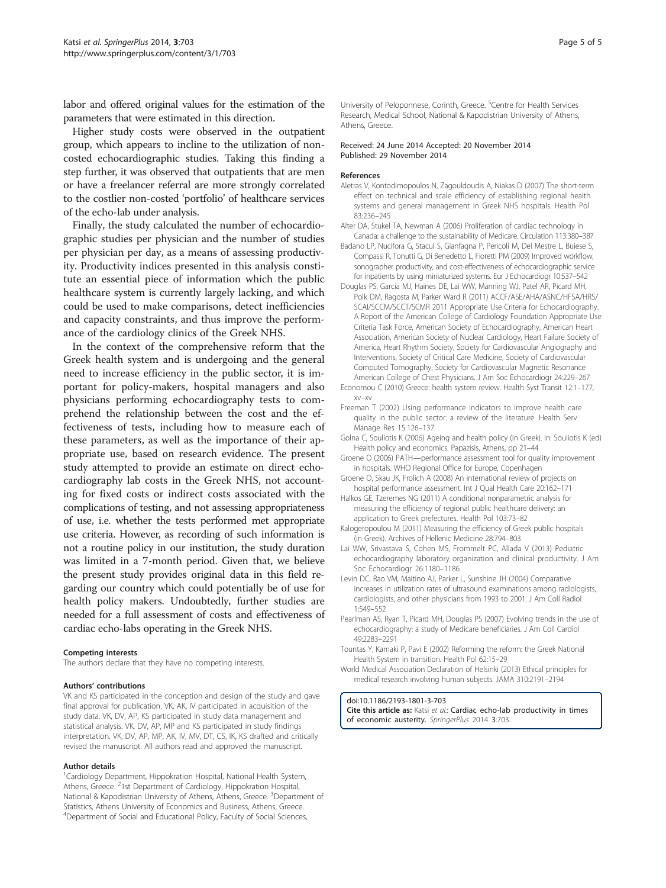labor and offered original values for the estimation of the parameters that were estimated in this direction.

Higher study costs were observed in the outpatient group, which appears to incline to the utilization of non-costed echocardiographic studies. Taking this finding a step further, it was observed that outpatients that are men or have a freelancer referral are more strongly correlated to the costlier non-costed 'portfolio' of healthcare services of the echo-lab under analysis.

Finally, the study calculated the number of echocardiographic studies per physician and the number of studies per physician per day, as a means of assessing productivity. Productivity indices presented in this analysis constitute an essential piece of information which the public healthcare system is currently largely lacking, and which could be used to make comparisons, detect inefficiencies and capacity constraints, and thus improve the performance of the cardiology clinics of the Greek NHS.

In the context of the comprehensive reform that the Greek health system and is undergoing and the general need to increase efficiency in the public sector, it is important for policy-makers, hospital managers and also physicians performing echocardiography tests to comprehend the relationship between the cost and the effectiveness of tests, including how to measure each of these parameters, as well as the importance of their appropriate use, based on research evidence. The present study attempted to provide an estimate on direct echocardiography lab costs in the Greek NHS, not accounting for fixed costs or indirect costs associated with the complications of testing, and not assessing appropriateness of use, i.e. whether the tests performed met appropriate use criteria. However, as recording of such information is not a routine policy in our institution, the study duration was limited in a 7-month period. Given that, we believe the present study provides original data in this field regarding our country which could potentially be of use for health policy makers. Undoubtedly, further studies are needed for a full assessment of costs and effectiveness of cardiac echo-labs operating in the Greek NHS.

#### Competing interests

The authors declare that they have no competing interests.

#### Authors' contributions

VK and KS participated in the conception and design of the study and gave final approval for publication. VK, AK, IV participated in acquisition of the study data. VK, DV, AP, KS participated in study data management and statistical analysis. VK, DV, AP, MP and KS participated in study findings interpretation. VK, DV, AP, MP, AK, IV, MV, DT, CS, IK, KS drafted and critically revised the manuscript. All authors read and approved the manuscript.

#### Author details

[1]Cardiology Department, Hippokration Hospital, National Health System, Athens, Greece. [2]1st Department of Cardiology, Hippokration Hospital, National & Kapodistrian University of Athens, Athens, Greece. [3]Department of Statistics, Athens University of Economics and Business, Athens, Greece. [4]Department of Social and Educational Policy, Faculty of Social Sciences, University of Peloponnese, Corinth, Greece. [5]Centre for Health Services Research, Medical School, National & Kapodistrian University of Athens, Athens, Greece.

Received: 24 June 2014 Accepted: 20 November 2014
Published: 29 November 2014

#### References

Aletras V, Kontodimopoulos N, Zagouldoudis A, Niakas D (2007) The short-term effect on technical and scale efficiency of establishing regional health systems and general management in Greek NHS hospitals. Health Pol 83:236–245

Alter DA, Stukel TA, Newman A (2006) Proliferation of cardiac technology in Canada: a challenge to the sustainability of Medicare. Circulation 113:380–387

Badano LP, Nucifora G, Stacul S, Gianfagna P, Pericoli M, Del Mestre L, Buiese S, Compassi R, Tonutti G, Di Benedetto L, Fioretti PM (2009) Improved workflow, sonographer productivity, and cost-effectiveness of echocardiographic service for inpatients by using miniaturized systems. Eur J Echocardiogr 10:537–542

Douglas PS, Garcia MJ, Haines DE, Lai WW, Manning WJ, Patel AR, Picard MH, Polk DM, Ragosta M, Parker Ward R (2011) ACCF/ASE/AHA/ASNC/HFSA/HRS/SCAI/SCCM/SCCT/SCMR 2011 Appropriate Use Criteria for Echocardiography. A Report of the American College of Cardiology Foundation Appropriate Use Criteria Task Force, American Society of Echocardiography, American Heart Association, American Society of Nuclear Cardiology, Heart Failure Society of America, Heart Rhythm Society, Society for Cardiovascular Angiography and Interventions, Society of Critical Care Medicine, Society of Cardiovascular Computed Tomography, Society for Cardiovascular Magnetic Resonance American College of Chest Physicians. J Am Soc Echocardiogr 24:229–267

Economou C (2010) Greece: health system review. Health Syst Transit 12:1–177, xv–xv

Freeman T (2002) Using performance indicators to improve health care quality in the public sector: a review of the literature. Health Serv Manage Res 15:126–137

Golna C, Souliotis K (2006) Ageing and health policy (in Greek). In: Souliotis K (ed) Health policy and economics. Papazisis, Athens, pp 21–44

Groene O (2006) PATH—performance assessment tool for quality improvement in hospitals. WHO Regional Office for Europe, Copenhagen

Groene O, Skau JK, Frolich A (2008) An international review of projects on hospital performance assessment. Int J Qual Health Care 20:162–171

Halkos GE, Tzeremes NG (2011) A conditional nonparametric analysis for measuring the efficiency of regional public healthcare delivery: an application to Greek prefectures. Health Pol 103:73–82

Kalogeropoulou M (2011) Measuring the efficiency of Greek public hospitals (in Greek). Archives of Hellenic Medicine 28:794–803

Lai WW, Srivastava S, Cohen MS, Frommelt PC, Allada V (2013) Pediatric echocardiography laboratory organization and clinical productivity. J Am Soc Echocardiogr 26:1180–1186

Levin DC, Rao VM, Maitino AJ, Parker L, Sunshine JH (2004) Comparative increases in utilization rates of ultrasound examinations among radiologists, cardiologists, and other physicians from 1993 to 2001. J Am Coll Radiol 1:549–552

Pearlman AS, Ryan T, Picard MH, Douglas PS (2007) Evolving trends in the use of echocardiography: a study of Medicare beneficiaries. J Am Coll Cardiol 49:2283–2291

Tountas Y, Karnaki P, Pavi E (2002) Reforming the reform: the Greek National Health System in transition. Health Pol 62:15–29

World Medical Association Declaration of Helsinki (2013) Ethical principles for medical research involving human subjects. JAMA 310:2191–2194

doi:10.1186/2193-1801-3-703
**Cite this article as:** Katsi *et al.*: Cardiac echo-lab productivity in times of economic austerity. *SpringerPlus* 2014 **3**:703.